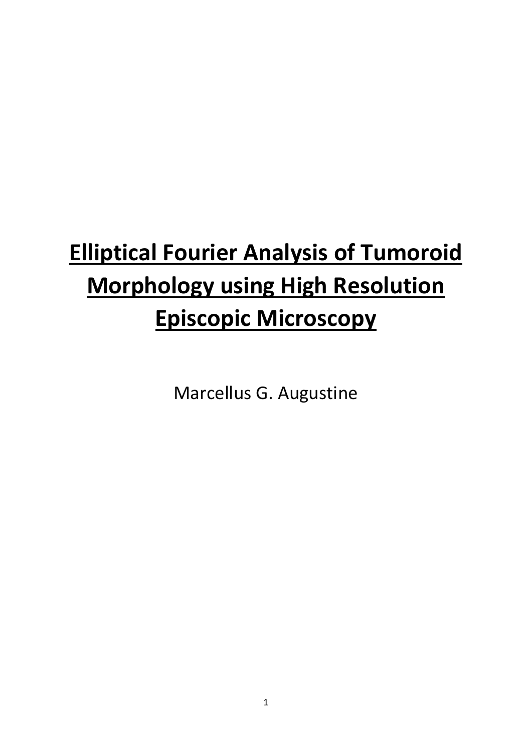# Elliptical Fourier Analysis of Tumoroid Morphology using High Resolution Episcopic Microscopy

Marcellus G. Augustine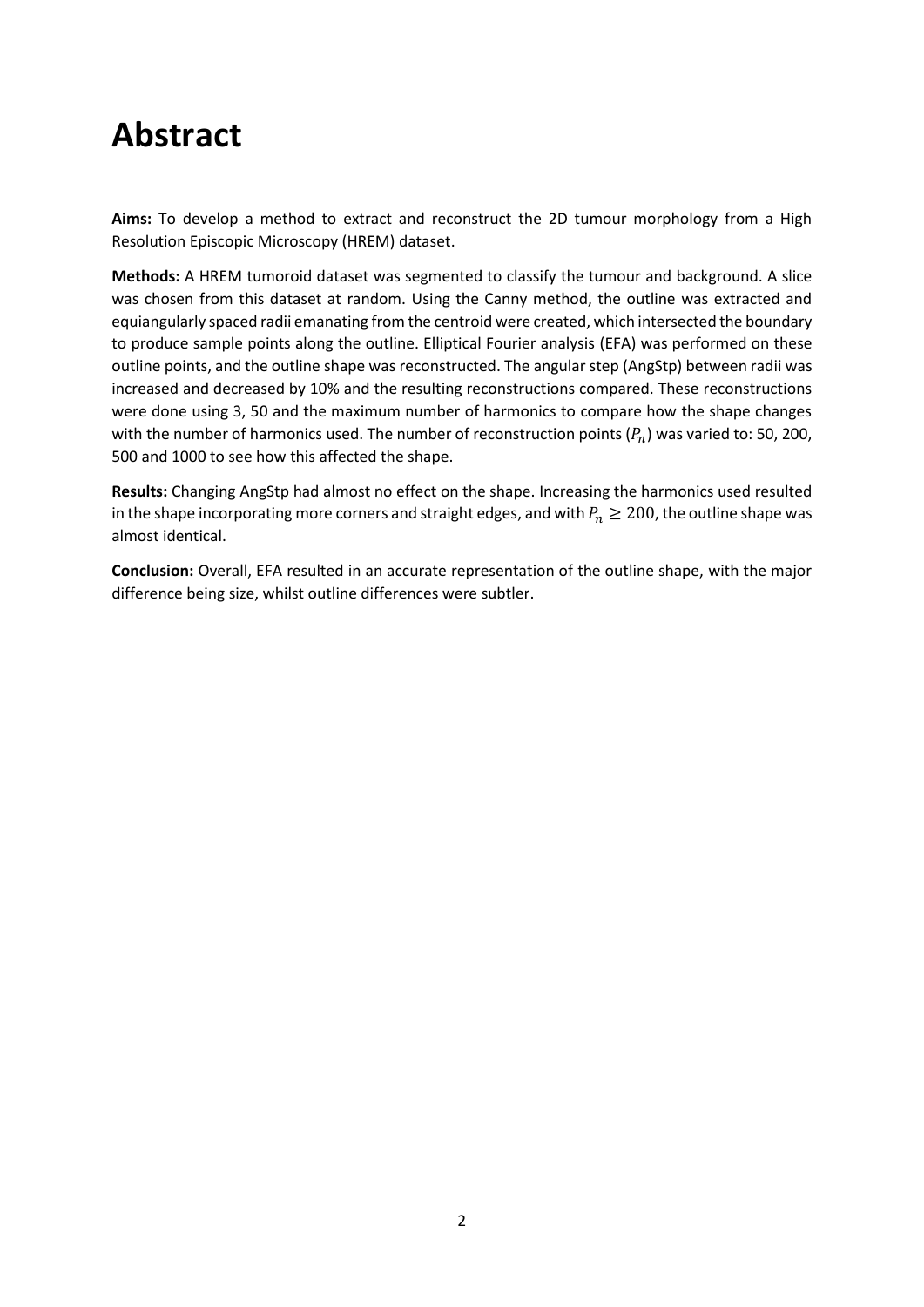# Abstract

**Aims:** To develop a method to extract and reconstruct the 2D tumour morphology from a High Resolution Episcopic Microscopy (HREM) dataset.

**Methods:** A HREM tumoroid dataset was segmented to classify the tumour and background. A slice was chosen from this dataset at random. Using the Canny method, the outline was extracted and equiangularly spaced radii emanating from the centroid were created, which intersected the boundary to produce sample points along the outline. Elliptical Fourier analysis (EFA) was performed on these outline points, and the outline shape was reconstructed. The angular step (AngStp) between radii was increased and decreased by 10% and the resulting reconstructions compared. These reconstructions were done using 3, 50 and the maximum number of harmonics to compare how the shape changes with the number of harmonics used. The number of reconstruction points ($P_n$) was varied to: 50, 200, 500 and 1000 to see how this affected the shape.

**Results:** Changing AngStp had almost no effect on the shape. Increasing the harmonics used resulted in the shape incorporating more corners and straight edges, and with $P_n \geq 200$, the outline shape was almost identical.

**Conclusion:** Overall, EFA resulted in an accurate representation of the outline shape, with the major difference being size, whilst outline differences were subtler.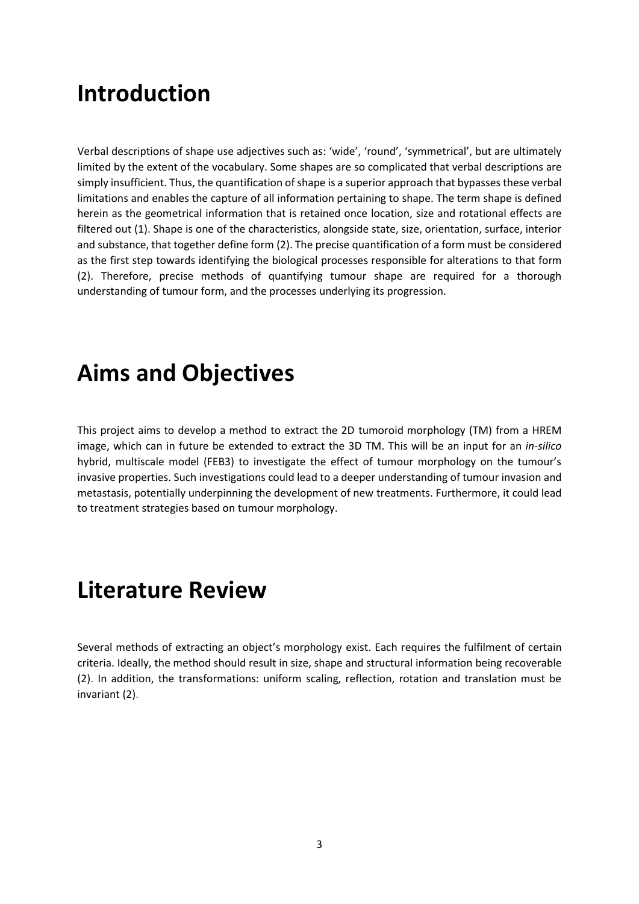# Introduction

Verbal descriptions of shape use adjectives such as: 'wide', 'round', 'symmetrical', but are ultimately limited by the extent of the vocabulary. Some shapes are so complicated that verbal descriptions are simply insufficient. Thus, the quantification of shape is a superior approach that bypasses these verbal limitations and enables the capture of all information pertaining to shape. The term shape is defined herein as the geometrical information that is retained once location, size and rotational effects are filtered out (1). Shape is one of the characteristics, alongside state, size, orientation, surface, interior and substance, that together define form (2). The precise quantification of a form must be considered as the first step towards identifying the biological processes responsible for alterations to that form (2). Therefore, precise methods of quantifying tumour shape are required for a thorough understanding of tumour form, and the processes underlying its progression.

# Aims and Objectives

This project aims to develop a method to extract the 2D tumoroid morphology (TM) from a HREM image, which can in future be extended to extract the 3D TM. This will be an input for an *in-silico* hybrid, multiscale model (FEB3) to investigate the effect of tumour morphology on the tumour's invasive properties. Such investigations could lead to a deeper understanding of tumour invasion and metastasis, potentially underpinning the development of new treatments. Furthermore, it could lead to treatment strategies based on tumour morphology.

# Literature Review

Several methods of extracting an object's morphology exist. Each requires the fulfilment of certain criteria. Ideally, the method should result in size, shape and structural information being recoverable (2). In addition, the transformations: uniform scaling, reflection, rotation and translation must be invariant (2).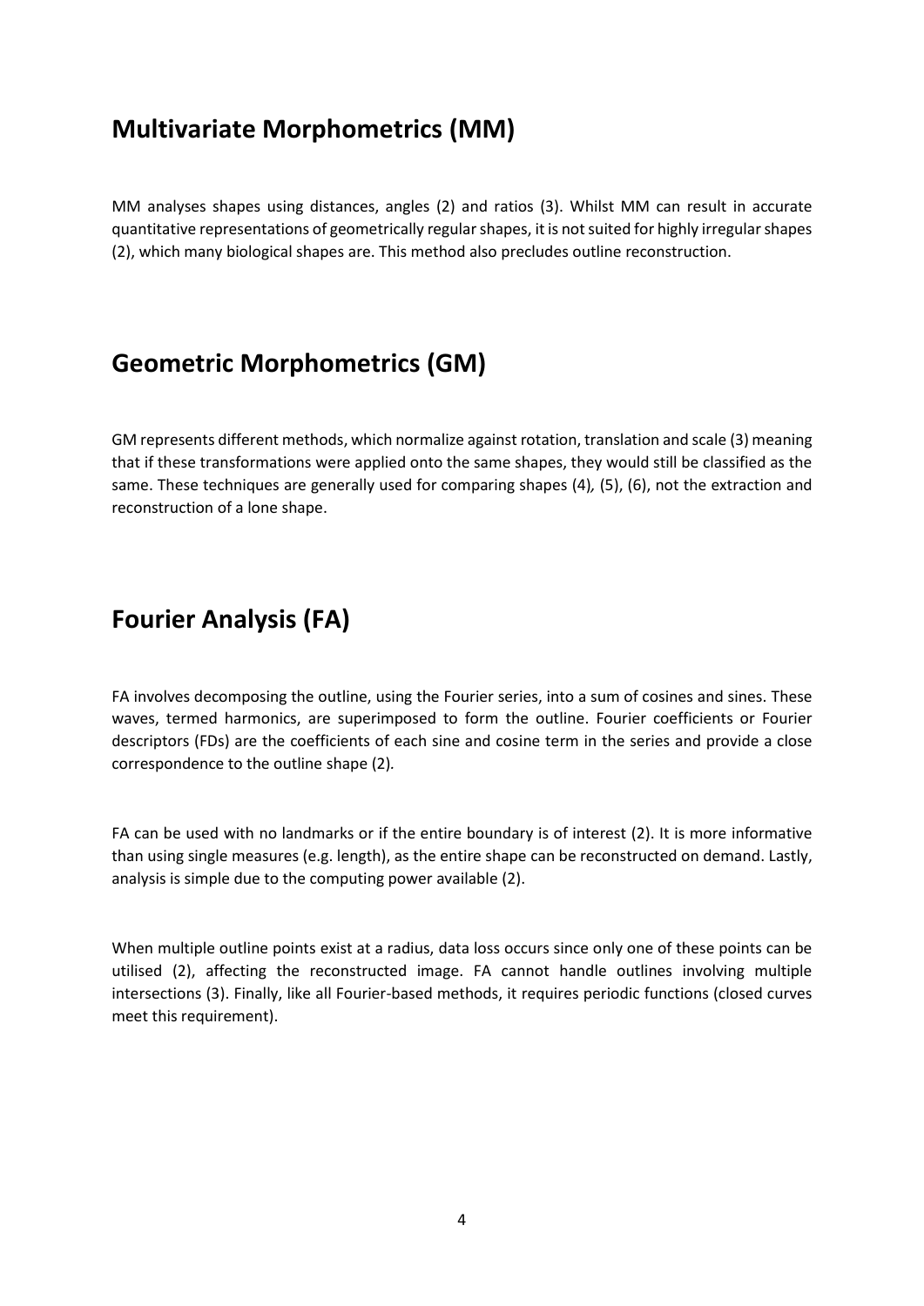## Multivariate Morphometrics (MM)

MM analyses shapes using distances, angles (2) and ratios (3). Whilst MM can result in accurate quantitative representations of geometrically regular shapes, it is not suited for highly irregular shapes (2), which many biological shapes are. This method also precludes outline reconstruction.

## Geometric Morphometrics (GM)

GM represents different methods, which normalize against rotation, translation and scale (3) meaning that if these transformations were applied onto the same shapes, they would still be classified as the same. These techniques are generally used for comparing shapes (4), (5), (6), not the extraction and reconstruction of a lone shape.

## Fourier Analysis (FA)

FA involves decomposing the outline, using the Fourier series, into a sum of cosines and sines. These waves, termed harmonics, are superimposed to form the outline. Fourier coefficients or Fourier descriptors (FDs) are the coefficients of each sine and cosine term in the series and provide a close correspondence to the outline shape (2).

FA can be used with no landmarks or if the entire boundary is of interest (2). It is more informative than using single measures (e.g. length), as the entire shape can be reconstructed on demand. Lastly, analysis is simple due to the computing power available (2).

When multiple outline points exist at a radius, data loss occurs since only one of these points can be utilised (2), affecting the reconstructed image. FA cannot handle outlines involving multiple intersections (3). Finally, like all Fourier-based methods, it requires periodic functions (closed curves meet this requirement).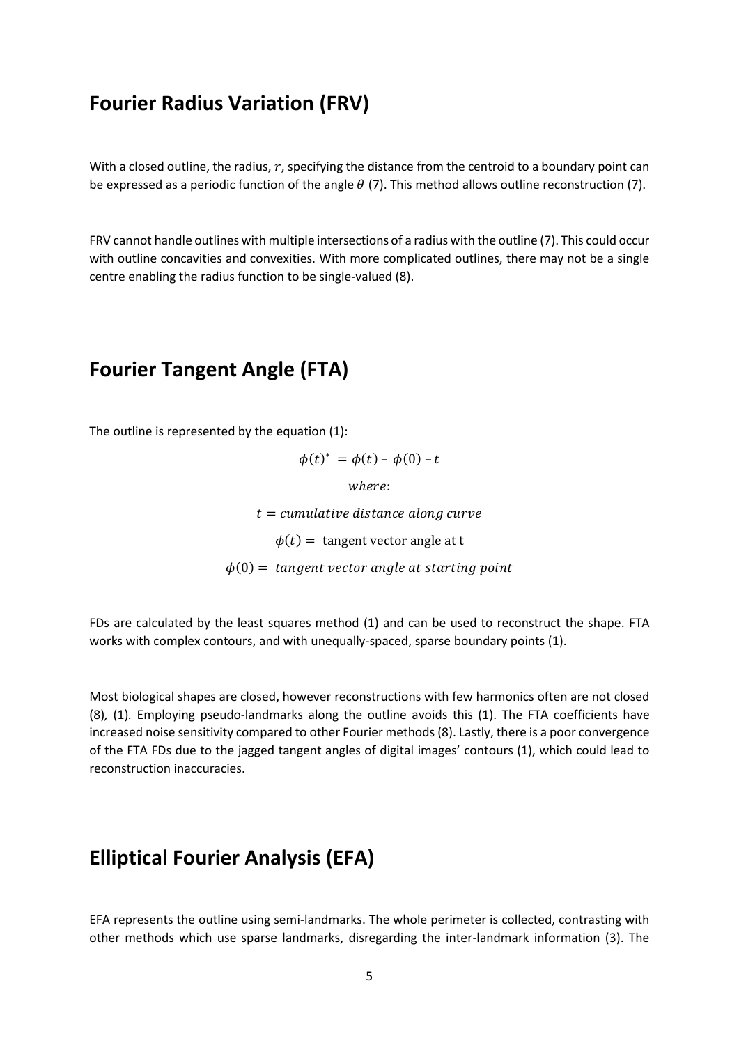## Fourier Radius Variation (FRV)

With a closed outline, the radius, $r$, specifying the distance from the centroid to a boundary point can be expressed as a periodic function of the angle $\theta$ (7). This method allows outline reconstruction (7).

FRV cannot handle outlines with multiple intersections of a radius with the outline (7). This could occur with outline concavities and convexities. With more complicated outlines, there may not be a single centre enabling the radius function to be single-valued (8).

## Fourier Tangent Angle (FTA)

The outline is represented by the equation (1):

$$\phi(t)^{*} = \phi(t) - \phi(0) - t$$

$$where:$$

$$t = cumulative\ distance\ along\ curve$$

$$\phi(t) = \text{tangent vector angle at t}$$

$$\phi(0) = tangent\ vector\ angle\ at\ starting\ point$$

FDs are calculated by the least squares method (1) and can be used to reconstruct the shape. FTA works with complex contours, and with unequally-spaced, sparse boundary points (1).

Most biological shapes are closed, however reconstructions with few harmonics often are not closed (8), (1). Employing pseudo-landmarks along the outline avoids this (1). The FTA coefficients have increased noise sensitivity compared to other Fourier methods (8). Lastly, there is a poor convergence of the FTA FDs due to the jagged tangent angles of digital images' contours (1), which could lead to reconstruction inaccuracies.

## Elliptical Fourier Analysis (EFA)

EFA represents the outline using semi-landmarks. The whole perimeter is collected, contrasting with other methods which use sparse landmarks, disregarding the inter-landmark information (3). The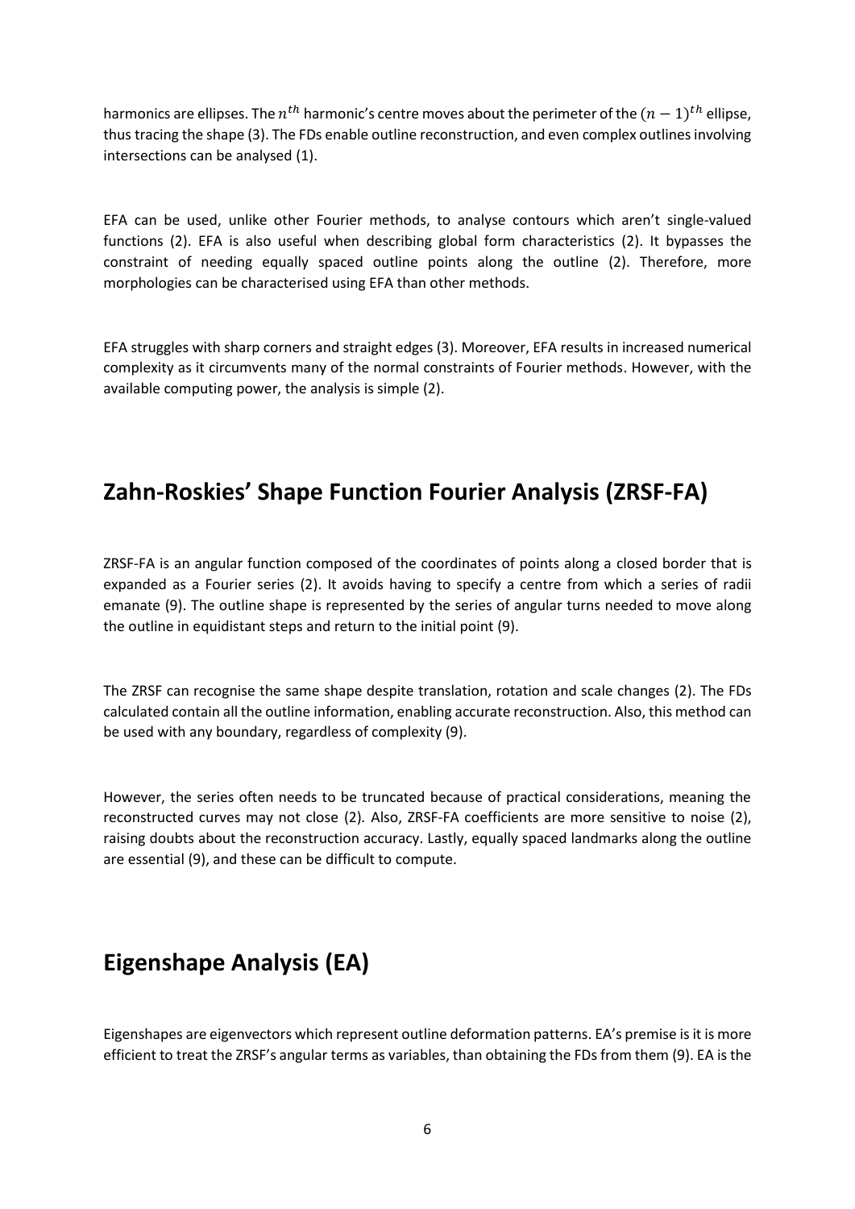harmonics are ellipses. The $n^{th}$ harmonic's centre moves about the perimeter of the $(n-1)^{th}$ ellipse, thus tracing the shape (3). The FDs enable outline reconstruction, and even complex outlines involving intersections can be analysed (1).

EFA can be used, unlike other Fourier methods, to analyse contours which aren't single-valued functions (2). EFA is also useful when describing global form characteristics (2). It bypasses the constraint of needing equally spaced outline points along the outline (2). Therefore, more morphologies can be characterised using EFA than other methods.

EFA struggles with sharp corners and straight edges (3). Moreover, EFA results in increased numerical complexity as it circumvents many of the normal constraints of Fourier methods. However, with the available computing power, the analysis is simple (2).

## Zahn-Roskies' Shape Function Fourier Analysis (ZRSF-FA)

ZRSF-FA is an angular function composed of the coordinates of points along a closed border that is expanded as a Fourier series (2). It avoids having to specify a centre from which a series of radii emanate (9). The outline shape is represented by the series of angular turns needed to move along the outline in equidistant steps and return to the initial point (9).

The ZRSF can recognise the same shape despite translation, rotation and scale changes (2). The FDs calculated contain all the outline information, enabling accurate reconstruction. Also, this method can be used with any boundary, regardless of complexity (9).

However, the series often needs to be truncated because of practical considerations, meaning the reconstructed curves may not close (2). Also, ZRSF-FA coefficients are more sensitive to noise (2), raising doubts about the reconstruction accuracy. Lastly, equally spaced landmarks along the outline are essential (9), and these can be difficult to compute.

## Eigenshape Analysis (EA)

Eigenshapes are eigenvectors which represent outline deformation patterns. EA's premise is it is more efficient to treat the ZRSF's angular terms as variables, than obtaining the FDs from them (9). EA is the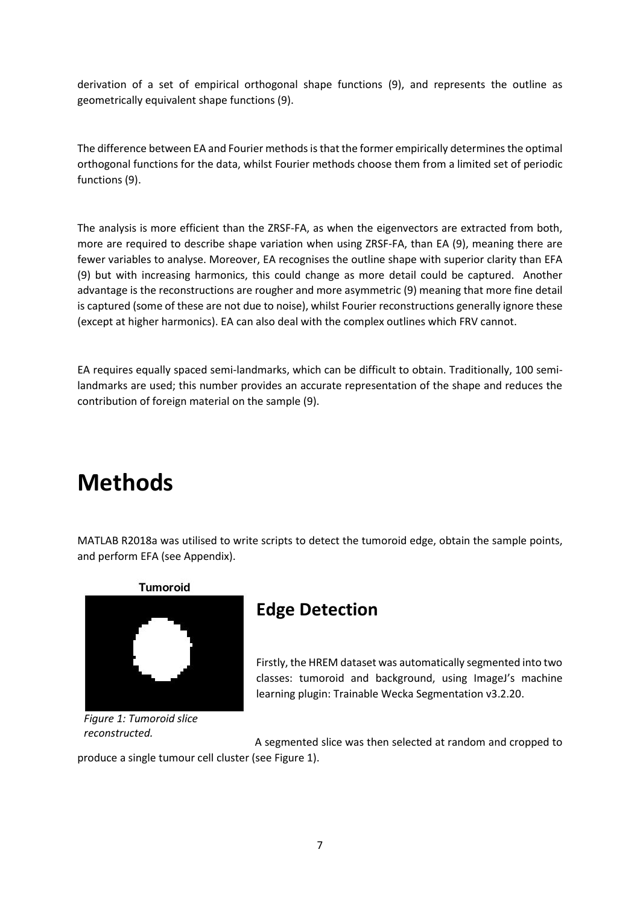derivation of a set of empirical orthogonal shape functions (9), and represents the outline as geometrically equivalent shape functions (9).

The difference between EA and Fourier methods is that the former empirically determines the optimal orthogonal functions for the data, whilst Fourier methods choose them from a limited set of periodic functions (9).

The analysis is more efficient than the ZRSF-FA, as when the eigenvectors are extracted from both, more are required to describe shape variation when using ZRSF-FA, than EA (9), meaning there are fewer variables to analyse. Moreover, EA recognises the outline shape with superior clarity than EFA (9) but with increasing harmonics, this could change as more detail could be captured. Another advantage is the reconstructions are rougher and more asymmetric (9) meaning that more fine detail is captured (some of these are not due to noise), whilst Fourier reconstructions generally ignore these (except at higher harmonics). EA can also deal with the complex outlines which FRV cannot.

EA requires equally spaced semi-landmarks, which can be difficult to obtain. Traditionally, 100 semi-landmarks are used; this number provides an accurate representation of the shape and reduces the contribution of foreign material on the sample (9).

# Methods

MATLAB R2018a was utilised to write scripts to detect the tumoroid edge, obtain the sample points, and perform EFA (see Appendix).

## Edge Detection

Firstly, the HREM dataset was automatically segmented into two classes: tumoroid and background, using ImageJ's machine learning plugin: Trainable Wecka Segmentation v3.2.20.

Tumoroid

*Figure 1: Tumoroid slice reconstructed.*

A segmented slice was then selected at random and cropped to produce a single tumour cell cluster (see Figure 1).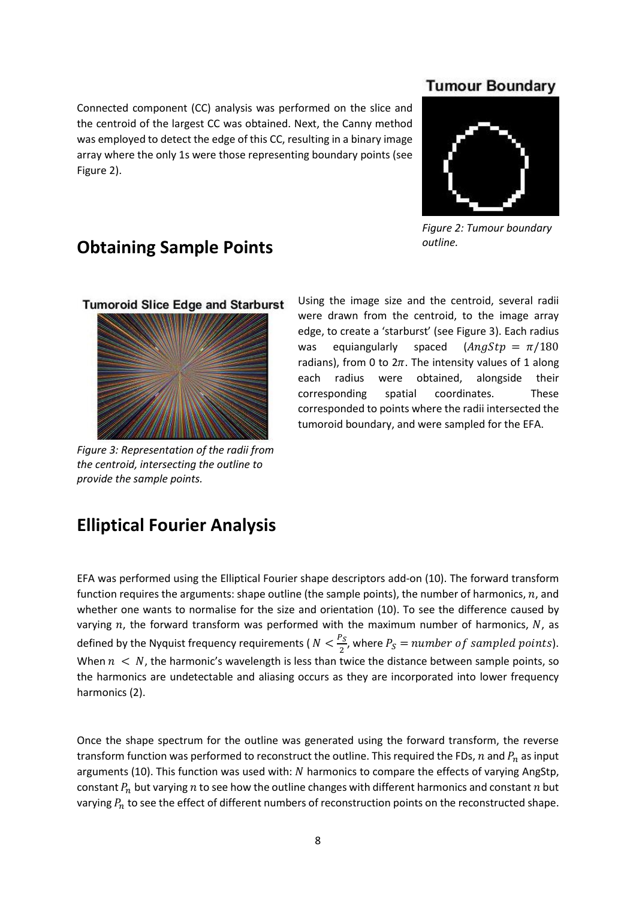Connected component (CC) analysis was performed on the slice and the centroid of the largest CC was obtained. Next, the Canny method was employed to detect the edge of this CC, resulting in a binary image array where the only 1s were those representing boundary points (see Figure 2).

Tumour Boundary

*Figure 2: Tumour boundary outline.*

## Obtaining Sample Points

Tumoroid Slice Edge and Starburst

*Figure 3: Representation of the radii from the centroid, intersecting the outline to provide the sample points.*

Using the image size and the centroid, several radii were drawn from the centroid, to the image array edge, to create a 'starburst' (see Figure 3). Each radius was equiangularly spaced ($AngStp = \pi/180$ radians), from 0 to $2\pi$. The intensity values of 1 along each radius were obtained, alongside their corresponding spatial coordinates. These corresponded to points where the radii intersected the tumoroid boundary, and were sampled for the EFA.

## Elliptical Fourier Analysis

EFA was performed using the Elliptical Fourier shape descriptors add-on (10). The forward transform function requires the arguments: shape outline (the sample points), the number of harmonics, $n$, and whether one wants to normalise for the size and orientation (10). To see the difference caused by varying $n$, the forward transform was performed with the maximum number of harmonics, $N$, as defined by the Nyquist frequency requirements ( $N < \frac{P_S}{2}$, where $P_S = number\ of\ sampled\ points$). When $n < N$, the harmonic's wavelength is less than twice the distance between sample points, so the harmonics are undetectable and aliasing occurs as they are incorporated into lower frequency harmonics (2).

Once the shape spectrum for the outline was generated using the forward transform, the reverse transform function was performed to reconstruct the outline. This required the FDs, $n$ and $P_n$ as input arguments (10). This function was used with: $N$ harmonics to compare the effects of varying AngStp, constant $P_n$ but varying $n$ to see how the outline changes with different harmonics and constant $n$ but varying $P_n$ to see the effect of different numbers of reconstruction points on the reconstructed shape.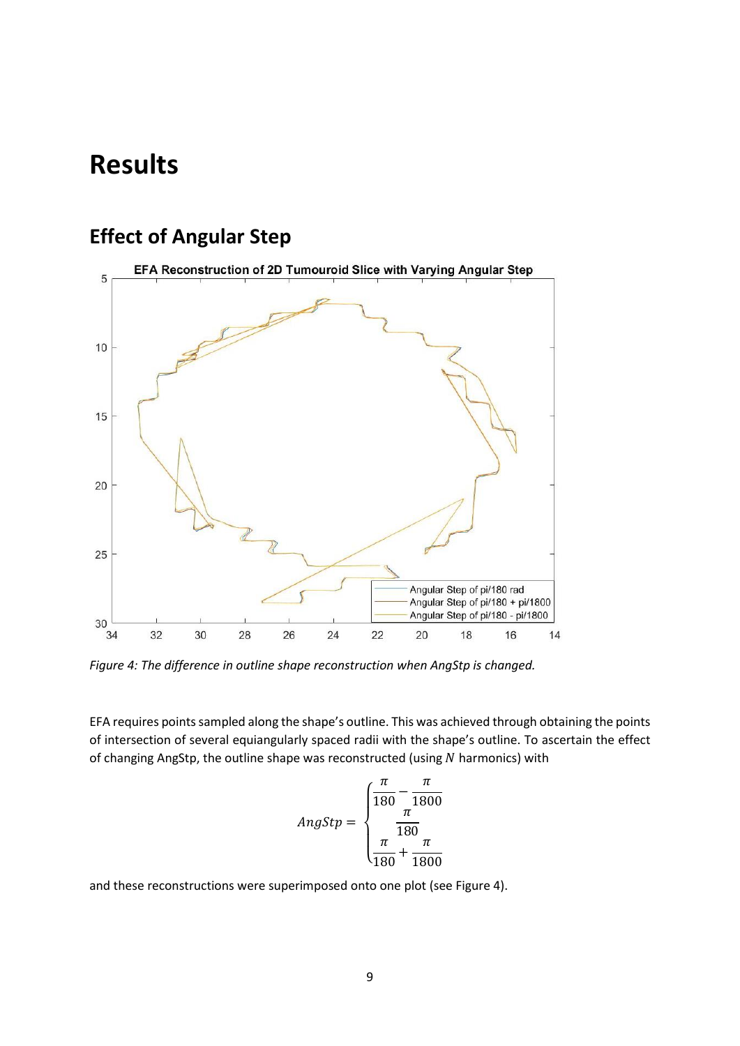# Results

## Effect of Angular Step

*Figure 4: The difference in outline shape reconstruction when AngStp is changed.*

EFA requires points sampled along the shape's outline. This was achieved through obtaining the points of intersection of several equiangularly spaced radii with the shape's outline. To ascertain the effect of changing AngStp, the outline shape was reconstructed (using $N$ harmonics) with

$$AngStp = \begin{cases} \dfrac{\pi}{180} - \dfrac{\pi}{1800} \\ \dfrac{\pi}{180} \\ \dfrac{\pi}{180} + \dfrac{\pi}{1800} \end{cases}$$

and these reconstructions were superimposed onto one plot (see Figure 4).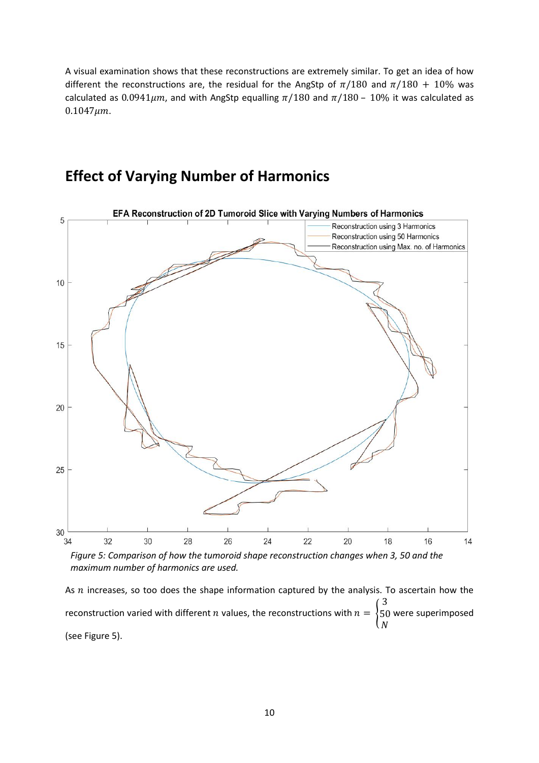A visual examination shows that these reconstructions are extremely similar. To get an idea of how different the reconstructions are, the residual for the AngStp of $\pi/180$ and $\pi/180 + 10\%$ was calculated as $0.0941\mu m$, and with AngStp equalling $\pi/180$ and $\pi/180 - 10\%$ it was calculated as $0.1047\mu m$.

## Effect of Varying Number of Harmonics

*Figure 5: Comparison of how the tumoroid shape reconstruction changes when 3, 50 and the maximum number of harmonics are used.*

As $n$ increases, so too does the shape information captured by the analysis. To ascertain how the reconstruction varied with different $n$ values, the reconstructions with $n = \begin{cases} 3 \\ 50 \\ N \end{cases}$ were superimposed (see Figure 5).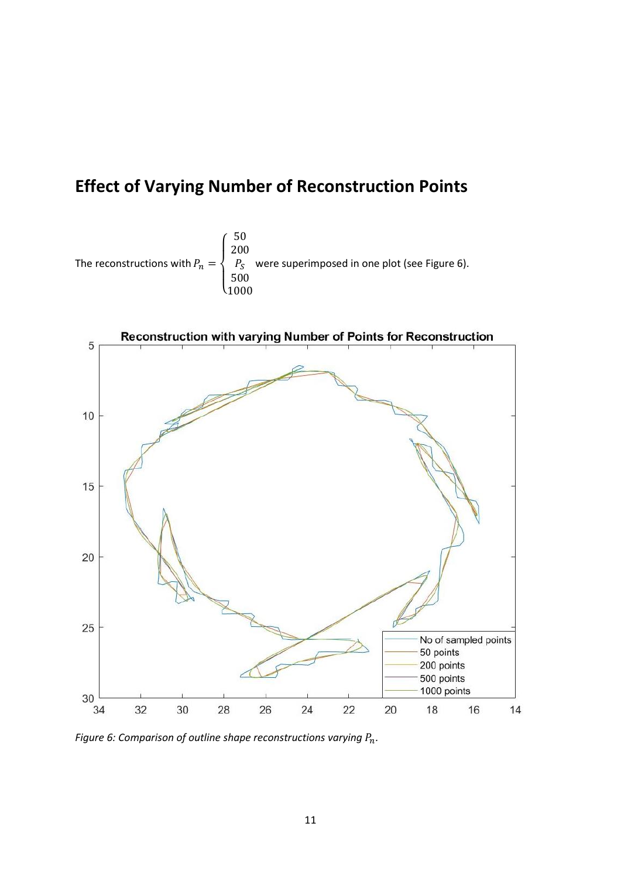## Effect of Varying Number of Reconstruction Points

The reconstructions with $P_n = \begin{cases} 50 \\ 200 \\ P_S \\ 500 \\ 1000 \end{cases}$ were superimposed in one plot (see Figure 6).

*Figure 6: Comparison of outline shape reconstructions varying $P_n$.*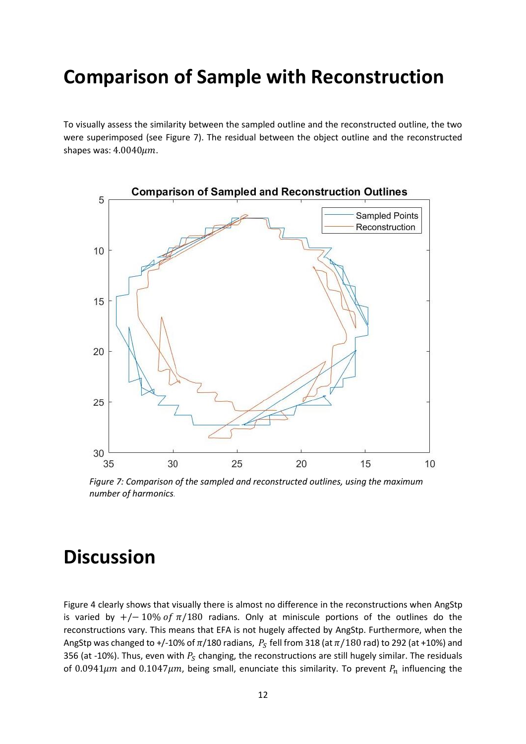# Comparison of Sample with Reconstruction

To visually assess the similarity between the sampled outline and the reconstructed outline, the two were superimposed (see Figure 7). The residual between the object outline and the reconstructed shapes was: $4.0040\mu m$.

*Figure 7: Comparison of the sampled and reconstructed outlines, using the maximum number of harmonics.*

# Discussion

Figure 4 clearly shows that visually there is almost no difference in the reconstructions when AngStp is varied by $+/- 10\%\ of\ \pi/180$ radians. Only at miniscule portions of the outlines do the reconstructions vary. This means that EFA is not hugely affected by AngStp. Furthermore, when the AngStp was changed to +/-10% of $\pi/180$ radians, $P_S$ fell from 318 (at $\pi/180$ rad) to 292 (at +10%) and 356 (at -10%). Thus, even with $P_S$ changing, the reconstructions are still hugely similar. The residuals of $0.0941\mu m$ and $0.1047\mu m$, being small, enunciate this similarity. To prevent $P_n$ influencing the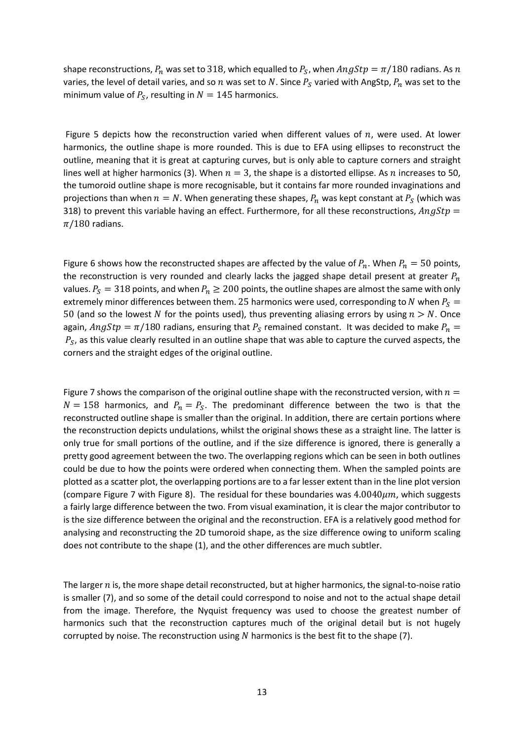shape reconstructions, $P_n$ was set to $318$, which equalled to $P_S$, when $AngStp = \pi/180$ radians. As $n$ varies, the level of detail varies, and so $n$ was set to $N$. Since $P_S$ varied with AngStp, $P_n$ was set to the minimum value of $P_S$, resulting in $N = 145$ harmonics.

Figure 5 depicts how the reconstruction varied when different values of $n$, were used. At lower harmonics, the outline shape is more rounded. This is due to EFA using ellipses to reconstruct the outline, meaning that it is great at capturing curves, but is only able to capture corners and straight lines well at higher harmonics (3). When $n = 3$, the shape is a distorted ellipse. As $n$ increases to 50, the tumoroid outline shape is more recognisable, but it contains far more rounded invaginations and projections than when $n = N$. When generating these shapes, $P_n$ was kept constant at $P_S$ (which was 318) to prevent this variable having an effect. Furthermore, for all these reconstructions, $AngStp = \pi/180$ radians.

Figure 6 shows how the reconstructed shapes are affected by the value of $P_n$. When $P_n = 50$ points, the reconstruction is very rounded and clearly lacks the jagged shape detail present at greater $P_n$ values. $P_S = 318$ points, and when $P_n \geq 200$ points, the outline shapes are almost the same with only extremely minor differences between them. 25 harmonics were used, corresponding to $N$ when $P_S = 50$ (and so the lowest $N$ for the points used), thus preventing aliasing errors by using $n > N$. Once again, $AngStp = \pi/180$ radians, ensuring that $P_S$ remained constant. It was decided to make $P_n = P_S$, as this value clearly resulted in an outline shape that was able to capture the curved aspects, the corners and the straight edges of the original outline.

Figure 7 shows the comparison of the original outline shape with the reconstructed version, with $n = N = 158$ harmonics, and $P_n = P_S$. The predominant difference between the two is that the reconstructed outline shape is smaller than the original. In addition, there are certain portions where the reconstruction depicts undulations, whilst the original shows these as a straight line. The latter is only true for small portions of the outline, and if the size difference is ignored, there is generally a pretty good agreement between the two. The overlapping regions which can be seen in both outlines could be due to how the points were ordered when connecting them. When the sampled points are plotted as a scatter plot, the overlapping portions are to a far lesser extent than in the line plot version (compare Figure 7 with Figure 8). The residual for these boundaries was $4.0040\mu m$, which suggests a fairly large difference between the two. From visual examination, it is clear the major contributor to is the size difference between the original and the reconstruction. EFA is a relatively good method for analysing and reconstructing the 2D tumoroid shape, as the size difference owing to uniform scaling does not contribute to the shape (1), and the other differences are much subtler.

The larger $n$ is, the more shape detail reconstructed, but at higher harmonics, the signal-to-noise ratio is smaller (7), and so some of the detail could correspond to noise and not to the actual shape detail from the image. Therefore, the Nyquist frequency was used to choose the greatest number of harmonics such that the reconstruction captures much of the original detail but is not hugely corrupted by noise. The reconstruction using $N$ harmonics is the best fit to the shape (7).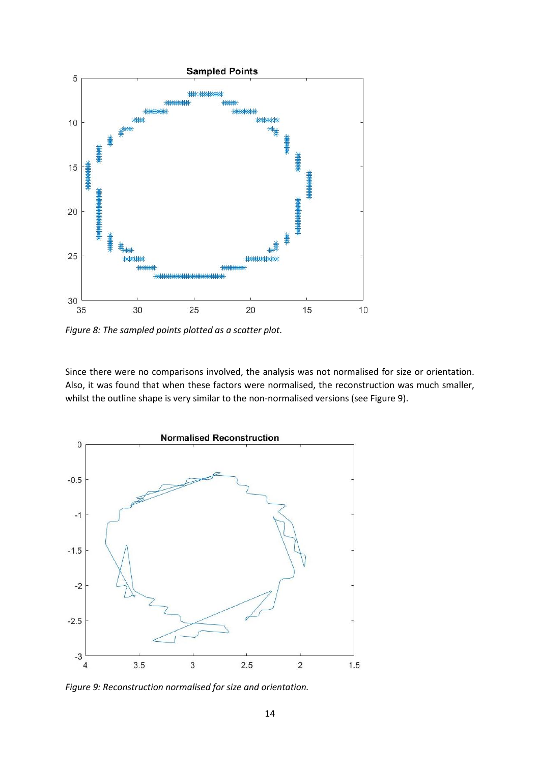*Figure 8: The sampled points plotted as a scatter plot.*

Since there were no comparisons involved, the analysis was not normalised for size or orientation. Also, it was found that when these factors were normalised, the reconstruction was much smaller, whilst the outline shape is very similar to the non-normalised versions (see Figure 9).

*Figure 9: Reconstruction normalised for size and orientation.*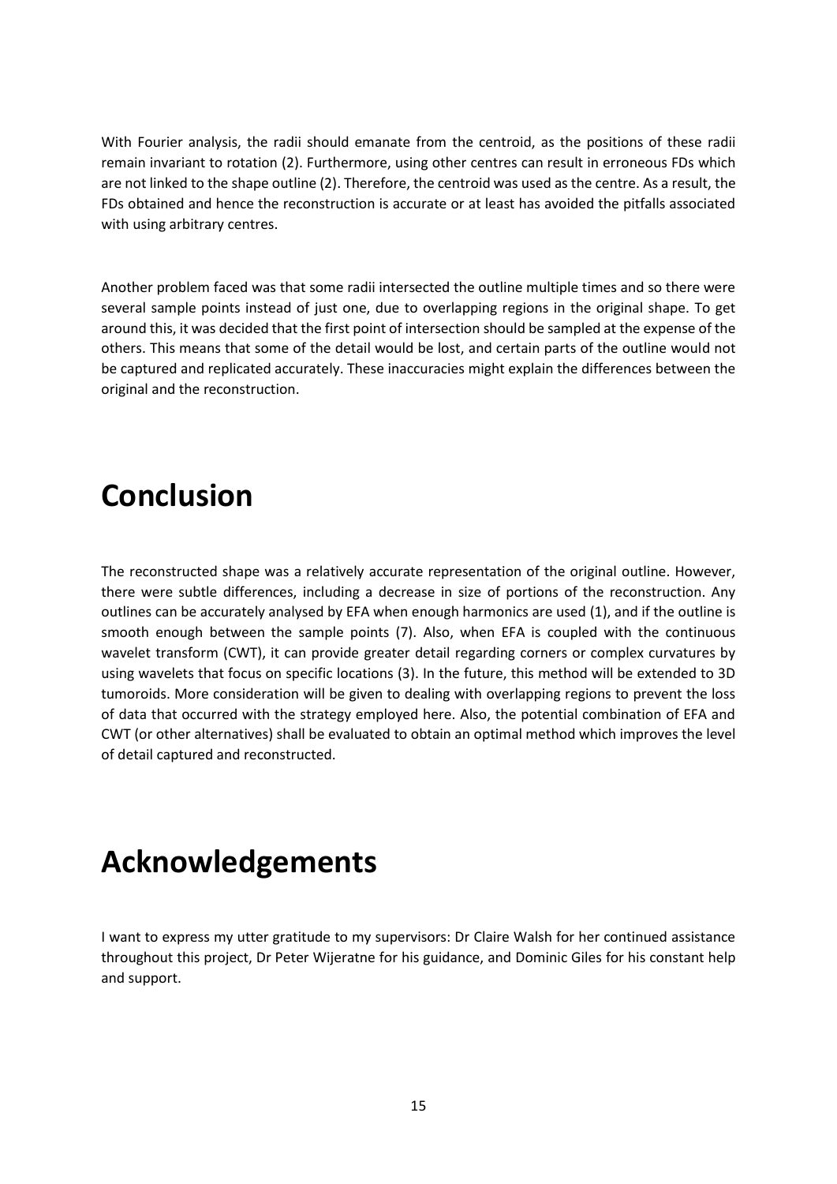With Fourier analysis, the radii should emanate from the centroid, as the positions of these radii remain invariant to rotation (2). Furthermore, using other centres can result in erroneous FDs which are not linked to the shape outline (2). Therefore, the centroid was used as the centre. As a result, the FDs obtained and hence the reconstruction is accurate or at least has avoided the pitfalls associated with using arbitrary centres.

Another problem faced was that some radii intersected the outline multiple times and so there were several sample points instead of just one, due to overlapping regions in the original shape. To get around this, it was decided that the first point of intersection should be sampled at the expense of the others. This means that some of the detail would be lost, and certain parts of the outline would not be captured and replicated accurately. These inaccuracies might explain the differences between the original and the reconstruction.

# Conclusion

The reconstructed shape was a relatively accurate representation of the original outline. However, there were subtle differences, including a decrease in size of portions of the reconstruction. Any outlines can be accurately analysed by EFA when enough harmonics are used (1), and if the outline is smooth enough between the sample points (7). Also, when EFA is coupled with the continuous wavelet transform (CWT), it can provide greater detail regarding corners or complex curvatures by using wavelets that focus on specific locations (3). In the future, this method will be extended to 3D tumoroids. More consideration will be given to dealing with overlapping regions to prevent the loss of data that occurred with the strategy employed here. Also, the potential combination of EFA and CWT (or other alternatives) shall be evaluated to obtain an optimal method which improves the level of detail captured and reconstructed.

# Acknowledgements

I want to express my utter gratitude to my supervisors: Dr Claire Walsh for her continued assistance throughout this project, Dr Peter Wijeratne for his guidance, and Dominic Giles for his constant help and support.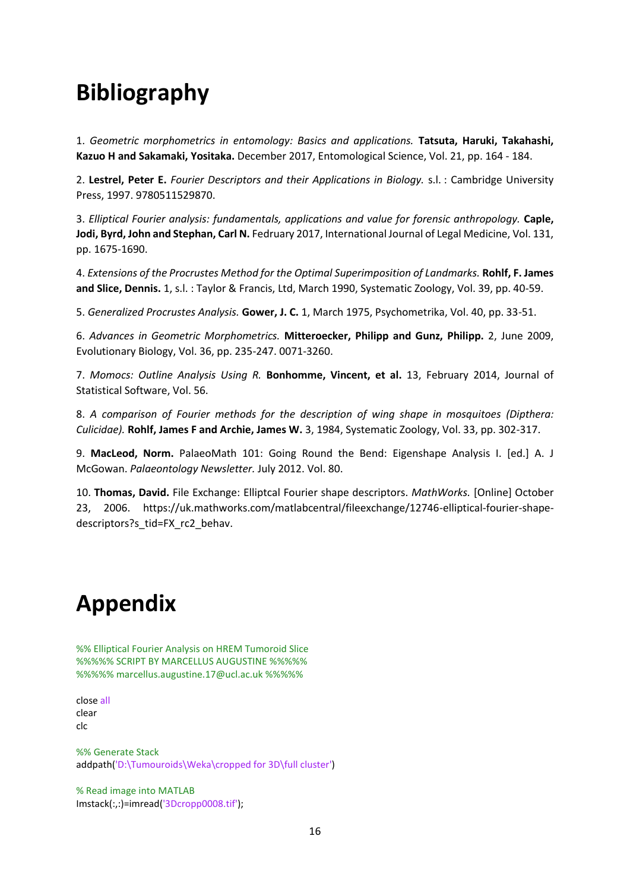# Bibliography

1. *Geometric morphometrics in entomology: Basics and applications.* **Tatsuta, Haruki, Takahashi, Kazuo H and Sakamaki, Yositaka.** December 2017, Entomological Science, Vol. 21, pp. 164 - 184.

2. **Lestrel, Peter E.** *Fourier Descriptors and their Applications in Biology.* s.l. : Cambridge University Press, 1997. 9780511529870.

3. *Elliptical Fourier analysis: fundamentals, applications and value for forensic anthropology.* **Caple, Jodi, Byrd, John and Stephan, Carl N.** Fedruary 2017, International Journal of Legal Medicine, Vol. 131, pp. 1675-1690.

4. *Extensions of the Procrustes Method for the Optimal Superimposition of Landmarks.* **Rohlf, F. James and Slice, Dennis.** 1, s.l. : Taylor & Francis, Ltd, March 1990, Systematic Zoology, Vol. 39, pp. 40-59.

5. *Generalized Procrustes Analysis.* **Gower, J. C.** 1, March 1975, Psychometrika, Vol. 40, pp. 33-51.

6. *Advances in Geometric Morphometrics.* **Mitteroecker, Philipp and Gunz, Philipp.** 2, June 2009, Evolutionary Biology, Vol. 36, pp. 235-247. 0071-3260.

7. *Momocs: Outline Analysis Using R.* **Bonhomme, Vincent, et al.** 13, February 2014, Journal of Statistical Software, Vol. 56.

8. *A comparison of Fourier methods for the description of wing shape in mosquitoes (Dipthera: Culicidae).* **Rohlf, James F and Archie, James W.** 3, 1984, Systematic Zoology, Vol. 33, pp. 302-317.

9. **MacLeod, Norm.** PalaeoMath 101: Going Round the Bend: Eigenshape Analysis I. [ed.] A. J McGowan. *Palaeontology Newsletter.* July 2012. Vol. 80.

10. **Thomas, David.** File Exchange: Elliptcal Fourier shape descriptors. *MathWorks.* [Online] October 23, 2006. https://uk.mathworks.com/matlabcentral/fileexchange/12746-elliptical-fourier-shape-descriptors?s_tid=FX_rc2_behav.

# Appendix

```
%% Elliptical Fourier Analysis on HREM Tumoroid Slice
%%%%% SCRIPT BY MARCELLUS AUGUSTINE %%%%%
%%%%% marcellus.augustine.17@ucl.ac.uk %%%%%

close all
clear
clc

%% Generate Stack
addpath('D:\Tumouroids\Weka\cropped for 3D\full cluster')

% Read image into MATLAB
Imstack(:,:)=imread('3Dcropp0008.tif');
```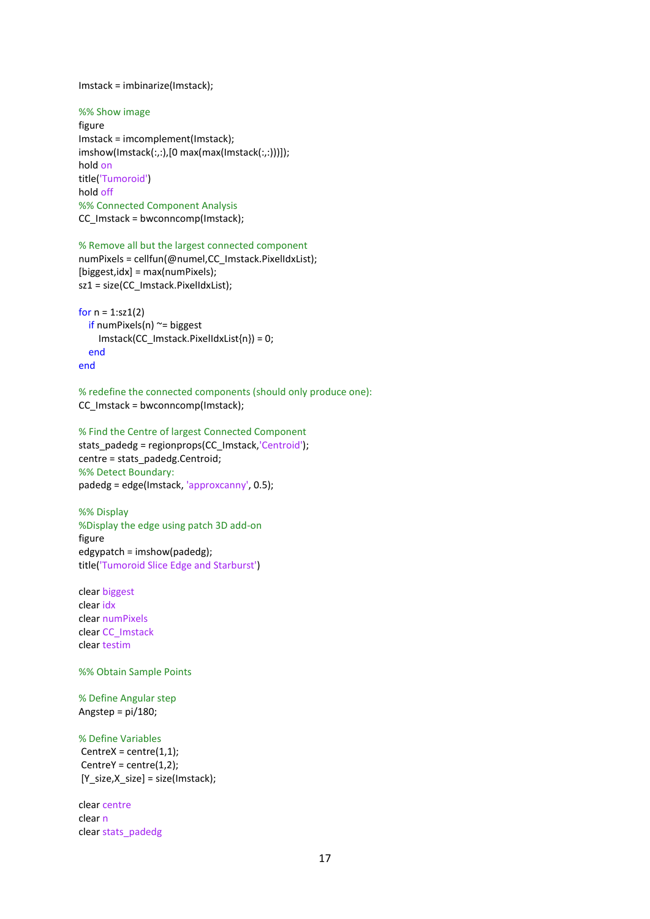```
Imstack = imbinarize(Imstack);

%% Show image
figure
Imstack = imcomplement(Imstack);
imshow(Imstack(:,:),[0 max(max(Imstack(:,:)))]);
hold on
title('Tumoroid')
hold off
%% Connected Component Analysis
CC_Imstack = bwconncomp(Imstack);

% Remove all but the largest connected component
numPixels = cellfun(@numel,CC_Imstack.PixelIdxList);
[biggest,idx] = max(numPixels);
sz1 = size(CC_Imstack.PixelIdxList);

for n = 1:sz1(2)
   if numPixels(n) ~= biggest
      Imstack(CC_Imstack.PixelIdxList{n}) = 0;
   end
end

% redefine the connected components (should only produce one):
CC_Imstack = bwconncomp(Imstack);

% Find the Centre of largest Connected Component
stats_padedg = regionprops(CC_Imstack,'Centroid');
centre = stats_padedg.Centroid;
%% Detect Boundary:
padedg = edge(Imstack, 'approxcanny', 0.5);

%% Display
%Display the edge using patch 3D add-on
figure
edgypatch = imshow(padedg);
title('Tumoroid Slice Edge and Starburst')

clear biggest
clear idx
clear numPixels
clear CC_Imstack
clear testim

%% Obtain Sample Points

% Define Angular step
Angstep = pi/180;

% Define Variables
 CentreX = centre(1,1);
 CentreY = centre(1,2);
 [Y_size,X_size] = size(Imstack);

clear centre
clear n
clear stats_padedg
```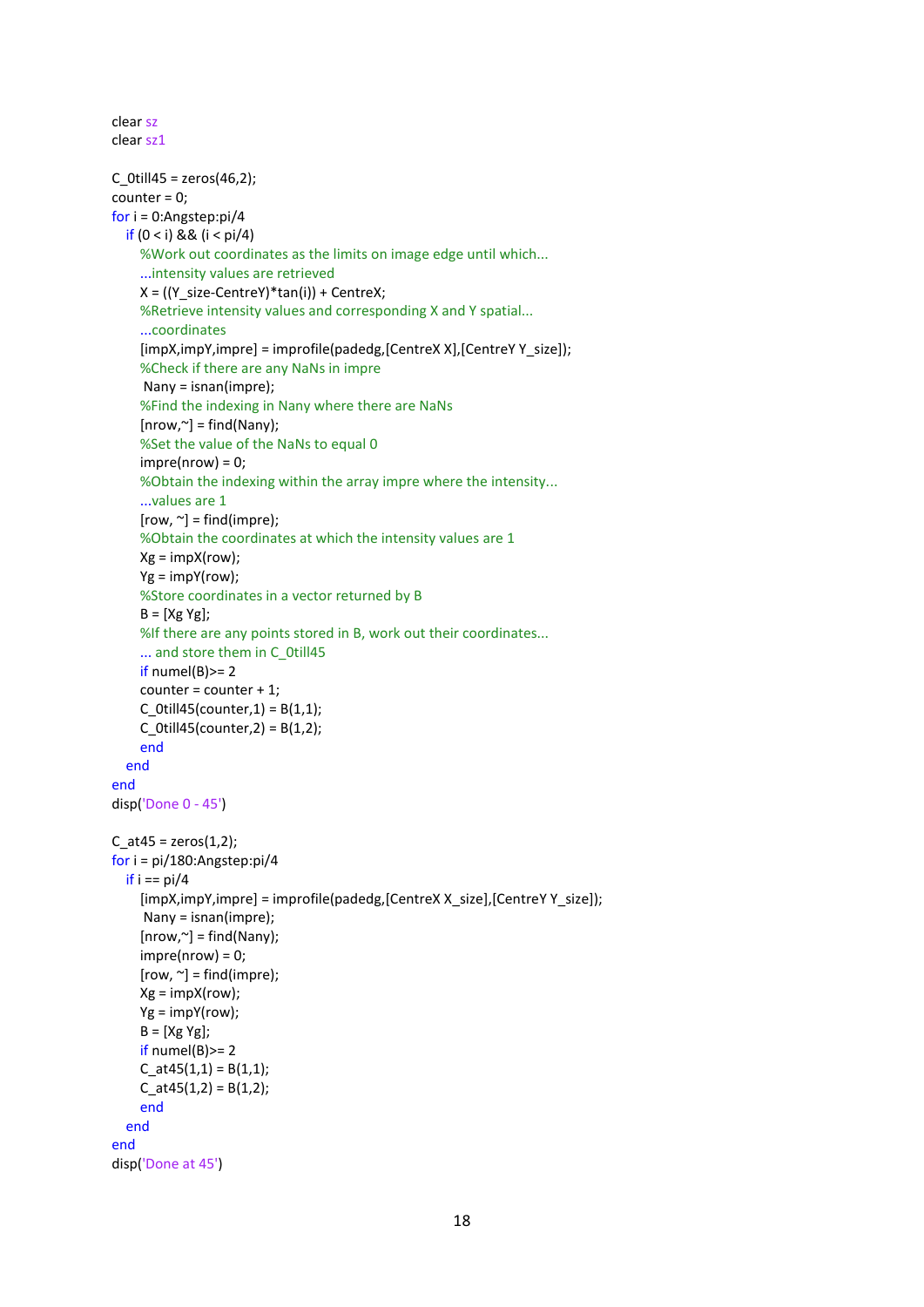```matlab
clear sz
clear sz1

C_0till45 = zeros(46,2);
counter = 0;
for i = 0:Angstep:pi/4
    if (0 < i) && (i < pi/4)
        %Work out coordinates as the limits on image edge until which...
        ...intensity values are retrieved
        X = ((Y_size-CentreY)*tan(i)) + CentreX;
        %Retrieve intensity values and corresponding X and Y spatial...
        ...coordinates
        [impX,impY,impre] = improfile(padedg,[CentreX X],[CentreY Y_size]);
        %Check if there are any NaNs in impre
         Nany = isnan(impre);
        %Find the indexing in Nany where there are NaNs
        [nrow,~] = find(Nany);
        %Set the value of the NaNs to equal 0
        impre(nrow) = 0;
        %Obtain the indexing within the array impre where the intensity...
        ...values are 1
        [row, ~] = find(impre);
        %Obtain the coordinates at which the intensity values are 1
        Xg = impX(row);
        Yg = impY(row);
        %Store coordinates in a vector returned by B
        B = [Xg Yg];
        %If there are any points stored in B, work out their coordinates...
        ... and store them in C_0till45
        if numel(B)>= 2
        counter = counter + 1;
        C_0till45(counter,1) = B(1,1);
        C_0till45(counter,2) = B(1,2);
        end
    end
end
disp('Done 0 - 45')

C_at45 = zeros(1,2);
for i = pi/180:Angstep:pi/4
    if i == pi/4
        [impX,impY,impre] = improfile(padedg,[CentreX X_size],[CentreY Y_size]);
         Nany = isnan(impre);
        [nrow,~] = find(Nany);
        impre(nrow) = 0;
        [row, ~] = find(impre);
        Xg = impX(row);
        Yg = impY(row);
        B = [Xg Yg];
        if numel(B)>= 2
        C_at45(1,1) = B(1,1);
        C_at45(1,2) = B(1,2);
        end
    end
end
disp('Done at 45')
```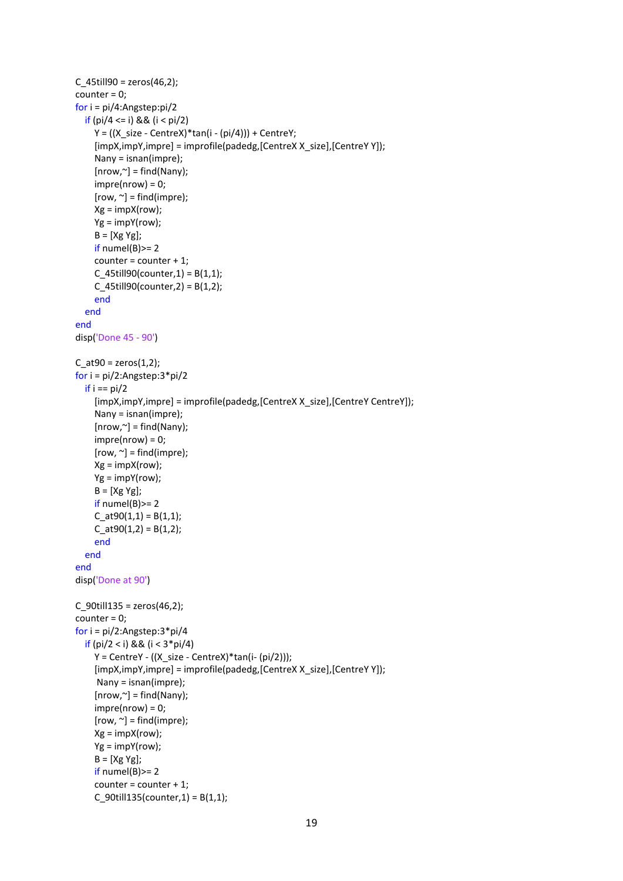```
C_45till90 = zeros(46,2);
counter = 0;
for i = pi/4:Angstep:pi/2
   if (pi/4 <= i) && (i < pi/2)
      Y = ((X_size - CentreX)*tan(i - (pi/4))) + CentreY;
      [impX,impY,impre] = improfile(padedg,[CentreX X_size],[CentreY Y]);
      Nany = isnan(impre);
      [nrow,~] = find(Nany);
      impre(nrow) = 0;
      [row, ~] = find(impre);
      Xg = impX(row);
      Yg = impY(row);
      B = [Xg Yg];
      if numel(B)>= 2
      counter = counter + 1;
      C_45till90(counter,1) = B(1,1);
      C_45till90(counter,2) = B(1,2);
      end
   end
end
disp('Done 45 - 90')

C_at90 = zeros(1,2);
for i = pi/2:Angstep:3*pi/2
   if i == pi/2
      [impX,impY,impre] = improfile(padedg,[CentreX X_size],[CentreY CentreY]);
      Nany = isnan(impre);
      [nrow,~] = find(Nany);
      impre(nrow) = 0;
      [row, ~] = find(impre);
      Xg = impX(row);
      Yg = impY(row);
      B = [Xg Yg];
      if numel(B)>= 2
      C_at90(1,1) = B(1,1);
      C_at90(1,2) = B(1,2);
      end
   end
end
disp('Done at 90')

C_90till135 = zeros(46,2);
counter = 0;
for i = pi/2:Angstep:3*pi/4
   if (pi/2 < i) && (i < 3*pi/4)
      Y = CentreY - ((X_size - CentreX)*tan(i- (pi/2)));
      [impX,impY,impre] = improfile(padedg,[CentreX X_size],[CentreY Y]);
       Nany = isnan(impre);
      [nrow,~] = find(Nany);
      impre(nrow) = 0;
      [row, ~] = find(impre);
      Xg = impX(row);
      Yg = impY(row);
      B = [Xg Yg];
      if numel(B)>= 2
      counter = counter + 1;
      C_90till135(counter,1) = B(1,1);
```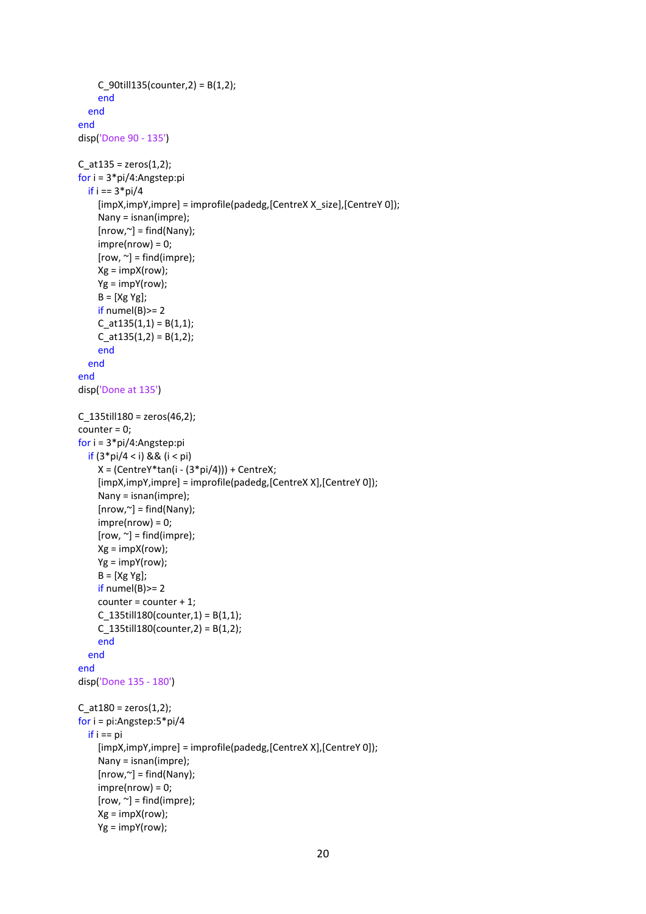```
        C_90till135(counter,2) = B(1,2);
        end
    end
end
disp('Done 90 - 135')

C_at135 = zeros(1,2);
for i = 3*pi/4:Angstep:pi
    if i == 3*pi/4
        [impX,impY,impre] = improfile(padedg,[CentreX X_size],[CentreY 0]);
        Nany = isnan(impre);
        [nrow,~] = find(Nany);
        impre(nrow) = 0;
        [row, ~] = find(impre);
        Xg = impX(row);
        Yg = impY(row);
        B = [Xg Yg];
        if numel(B)>= 2
        C_at135(1,1) = B(1,1);
        C_at135(1,2) = B(1,2);
        end
    end
end
disp('Done at 135')

C_135till180 = zeros(46,2);
counter = 0;
for i = 3*pi/4:Angstep:pi
    if (3*pi/4 < i) && (i < pi)
        X = (CentreY*tan(i - (3*pi/4))) + CentreX;
        [impX,impY,impre] = improfile(padedg,[CentreX X],[CentreY 0]);
        Nany = isnan(impre);
        [nrow,~] = find(Nany);
        impre(nrow) = 0;
        [row, ~] = find(impre);
        Xg = impX(row);
        Yg = impY(row);
        B = [Xg Yg];
        if numel(B)>= 2
        counter = counter + 1;
        C_135till180(counter,1) = B(1,1);
        C_135till180(counter,2) = B(1,2);
        end
    end
end
disp('Done 135 - 180')

C_at180 = zeros(1,2);
for i = pi:Angstep:5*pi/4
    if i == pi
        [impX,impY,impre] = improfile(padedg,[CentreX X],[CentreY 0]);
        Nany = isnan(impre);
        [nrow,~] = find(Nany);
        impre(nrow) = 0;
        [row, ~] = find(impre);
        Xg = impX(row);
        Yg = impY(row);
```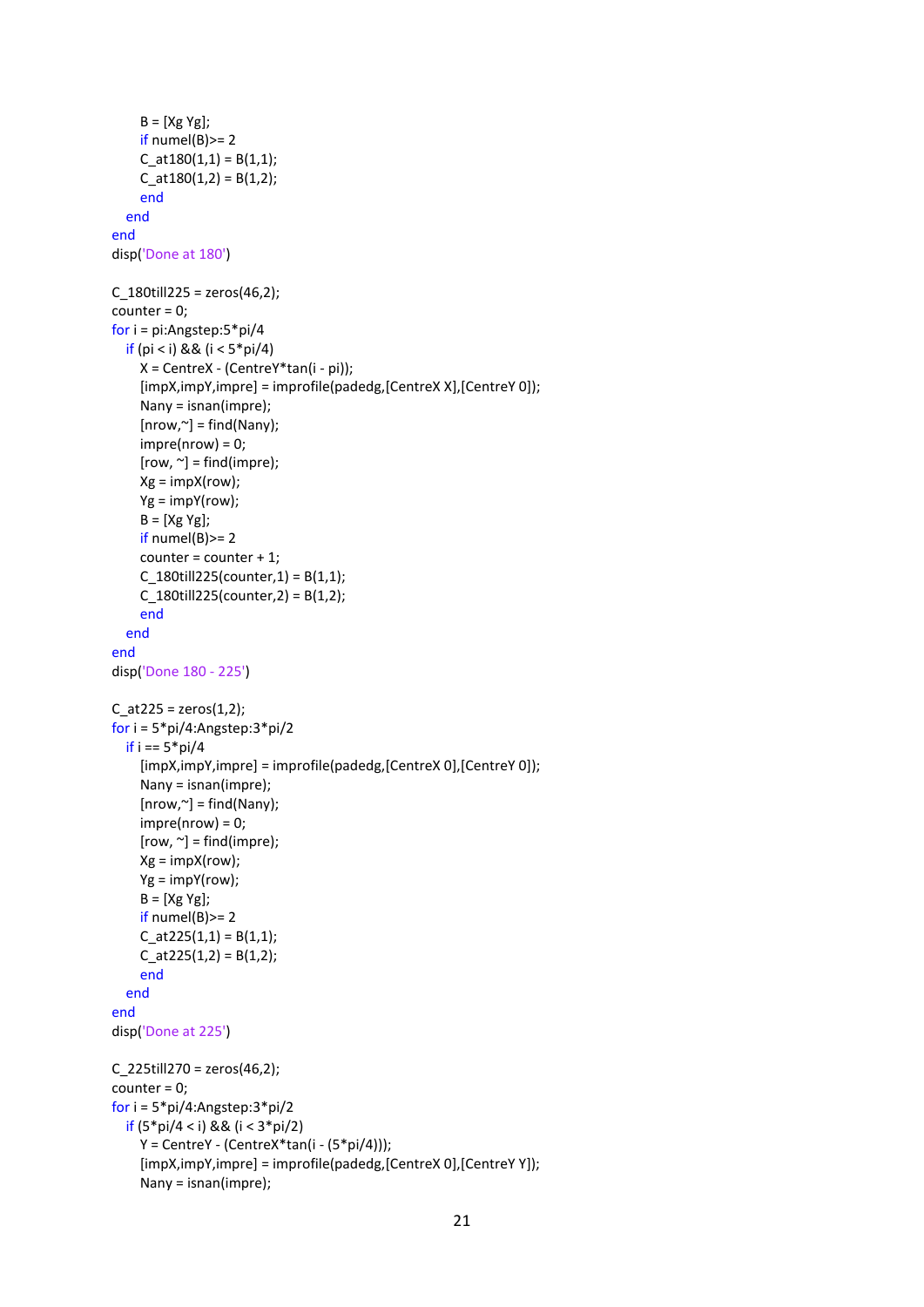```matlab
        B = [Xg Yg];
        if numel(B)>= 2
        C_at180(1,1) = B(1,1);
        C_at180(1,2) = B(1,2);
        end
    end
end
disp('Done at 180')

C_180till225 = zeros(46,2);
counter = 0;
for i = pi:Angstep:5*pi/4
    if (pi < i) && (i < 5*pi/4)
        X = CentreX - (CentreY*tan(i - pi));
        [impX,impY,impre] = improfile(padedg,[CentreX X],[CentreY 0]);
        Nany = isnan(impre);
        [nrow,~] = find(Nany);
        impre(nrow) = 0;
        [row, ~] = find(impre);
        Xg = impX(row);
        Yg = impY(row);
        B = [Xg Yg];
        if numel(B)>= 2
        counter = counter + 1;
        C_180till225(counter,1) = B(1,1);
        C_180till225(counter,2) = B(1,2);
        end
    end
end
disp('Done 180 - 225')

C_at225 = zeros(1,2);
for i = 5*pi/4:Angstep:3*pi/2
    if i == 5*pi/4
        [impX,impY,impre] = improfile(padedg,[CentreX 0],[CentreY 0]);
        Nany = isnan(impre);
        [nrow,~] = find(Nany);
        impre(nrow) = 0;
        [row, ~] = find(impre);
        Xg = impX(row);
        Yg = impY(row);
        B = [Xg Yg];
        if numel(B)>= 2
        C_at225(1,1) = B(1,1);
        C_at225(1,2) = B(1,2);
        end
    end
end
disp('Done at 225')

C_225till270 = zeros(46,2);
counter = 0;
for i = 5*pi/4:Angstep:3*pi/2
    if (5*pi/4 < i) && (i < 3*pi/2)
        Y = CentreY - (CentreX*tan(i - (5*pi/4)));
        [impX,impY,impre] = improfile(padedg,[CentreX 0],[CentreY Y]);
        Nany = isnan(impre);
```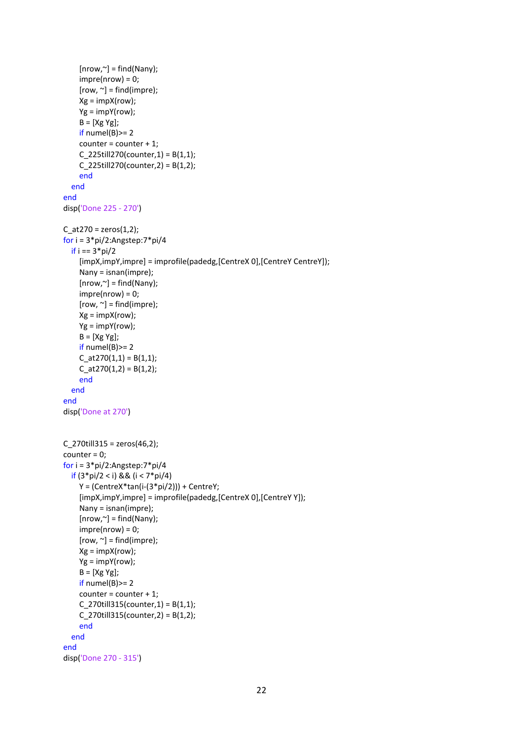```
        [nrow,~] = find(Nany);
        impre(nrow) = 0;
        [row, ~] = find(impre);
        Xg = impX(row);
        Yg = impY(row);
        B = [Xg Yg];
        if numel(B)>= 2
        counter = counter + 1;
        C_225till270(counter,1) = B(1,1);
        C_225till270(counter,2) = B(1,2);
        end
    end
end
disp('Done 225 - 270')

C_at270 = zeros(1,2);
for i = 3*pi/2:Angstep:7*pi/4
    if i == 3*pi/2
        [impX,impY,impre] = improfile(padedg,[CentreX 0],[CentreY CentreY]);
        Nany = isnan(impre);
        [nrow,~] = find(Nany);
        impre(nrow) = 0;
        [row, ~] = find(impre);
        Xg = impX(row);
        Yg = impY(row);
        B = [Xg Yg];
        if numel(B)>= 2
        C_at270(1,1) = B(1,1);
        C_at270(1,2) = B(1,2);
        end
    end
end
disp('Done at 270')


C_270till315 = zeros(46,2);
counter = 0;
for i = 3*pi/2:Angstep:7*pi/4
    if (3*pi/2 < i) && (i < 7*pi/4)
        Y = (CentreX*tan(i-(3*pi/2))) + CentreY;
        [impX,impY,impre] = improfile(padedg,[CentreX 0],[CentreY Y]);
        Nany = isnan(impre);
        [nrow,~] = find(Nany);
        impre(nrow) = 0;
        [row, ~] = find(impre);
        Xg = impX(row);
        Yg = impY(row);
        B = [Xg Yg];
        if numel(B)>= 2
        counter = counter + 1;
        C_270till315(counter,1) = B(1,1);
        C_270till315(counter,2) = B(1,2);
        end
    end
end
disp('Done 270 - 315')
```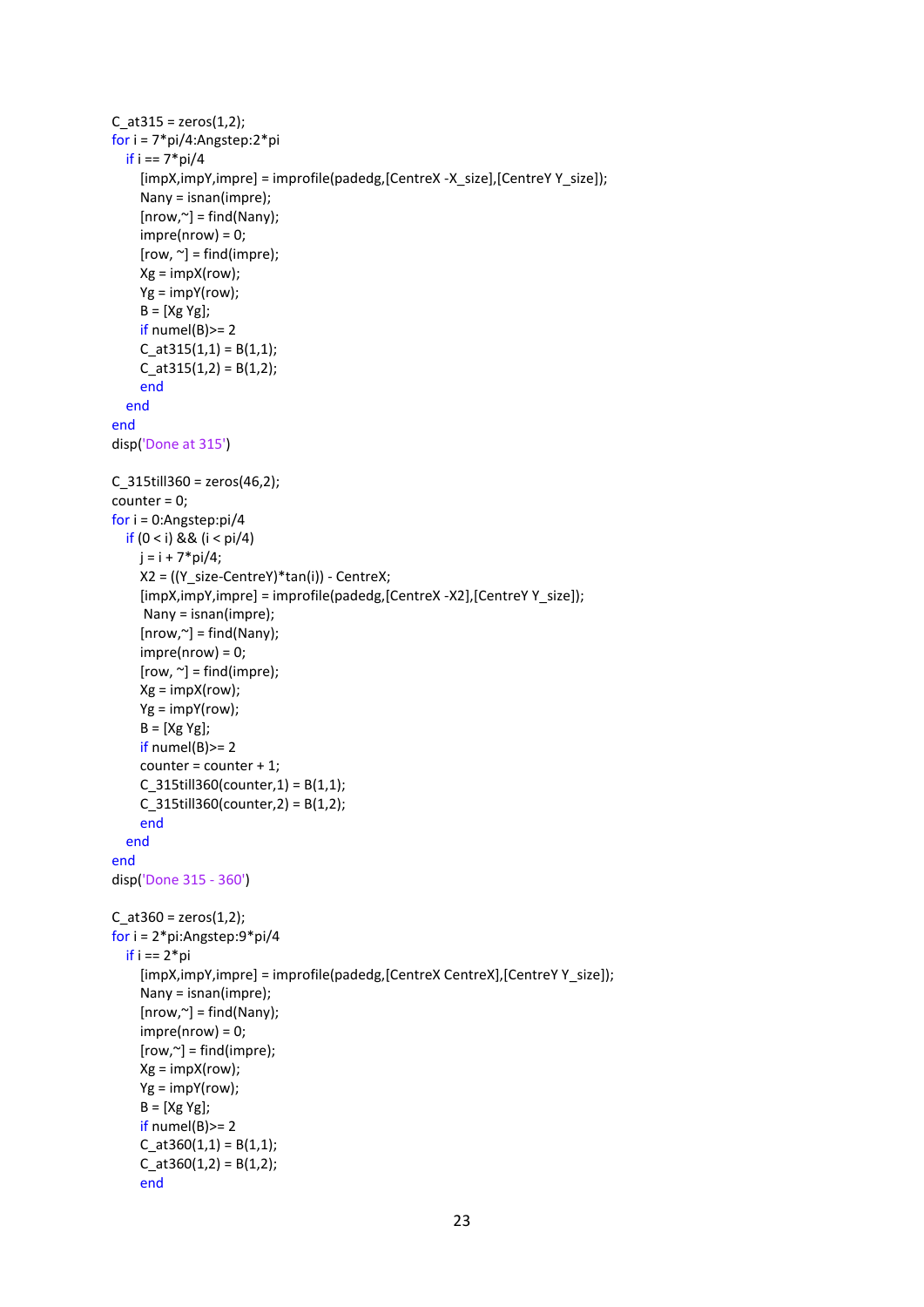```
C_at315 = zeros(1,2);
for i = 7*pi/4:Angstep:2*pi
   if i == 7*pi/4
       [impX,impY,impre] = improfile(padedg,[CentreX -X_size],[CentreY Y_size]);
       Nany = isnan(impre);
       [nrow,~] = find(Nany);
       impre(nrow) = 0;
       [row, ~] = find(impre);
       Xg = impX(row);
       Yg = impY(row);
       B = [Xg Yg];
       if numel(B)>= 2
       C_at315(1,1) = B(1,1);
       C_at315(1,2) = B(1,2);
       end
   end
end
disp('Done at 315')

C_315till360 = zeros(46,2);
counter = 0;
for i = 0:Angstep:pi/4
   if (0 < i) && (i < pi/4)
       j = i + 7*pi/4;
       X2 = ((Y_size-CentreY)*tan(i)) - CentreX;
       [impX,impY,impre] = improfile(padedg,[CentreX -X2],[CentreY Y_size]);
        Nany = isnan(impre);
       [nrow,~] = find(Nany);
       impre(nrow) = 0;
       [row, ~] = find(impre);
       Xg = impX(row);
       Yg = impY(row);
       B = [Xg Yg];
       if numel(B)>= 2
       counter = counter + 1;
       C_315till360(counter,1) = B(1,1);
       C_315till360(counter,2) = B(1,2);
       end
   end
end
disp('Done 315 - 360')

C_at360 = zeros(1,2);
for i = 2*pi:Angstep:9*pi/4
   if i == 2*pi
       [impX,impY,impre] = improfile(padedg,[CentreX CentreX],[CentreY Y_size]);
       Nany = isnan(impre);
       [nrow,~] = find(Nany);
       impre(nrow) = 0;
       [row,~] = find(impre);
       Xg = impX(row);
       Yg = impY(row);
       B = [Xg Yg];
       if numel(B)>= 2
       C_at360(1,1) = B(1,1);
       C_at360(1,2) = B(1,2);
       end
```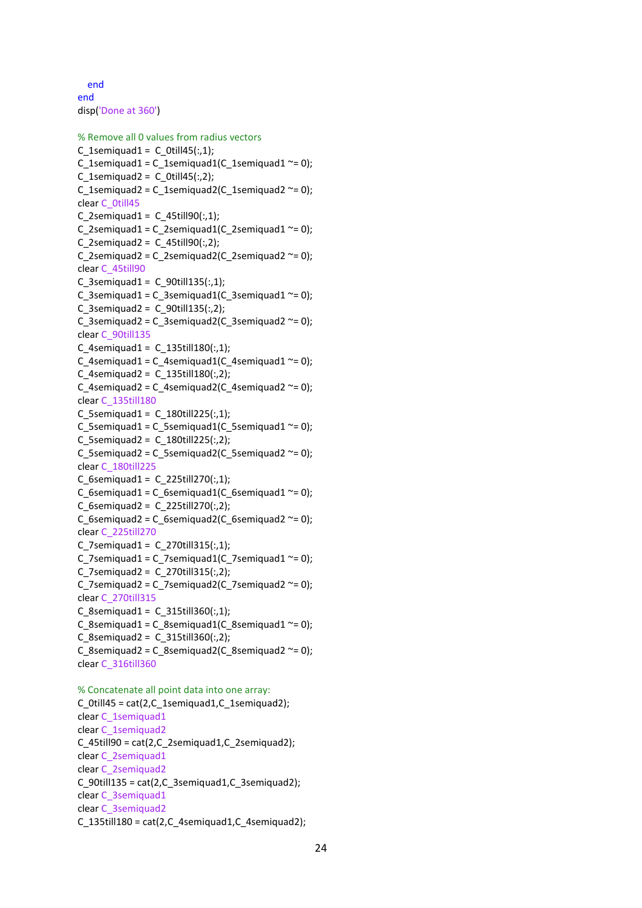```
    end
end
disp('Done at 360')

% Remove all 0 values from radius vectors
C_1semiquad1 =  C_0till45(:,1);
C_1semiquad1 = C_1semiquad1(C_1semiquad1 ~= 0);
C_1semiquad2 =  C_0till45(:,2);
C_1semiquad2 = C_1semiquad2(C_1semiquad2 ~= 0);
clear C_0till45
C_2semiquad1 =  C_45till90(:,1);
C_2semiquad1 = C_2semiquad1(C_2semiquad1 ~= 0);
C_2semiquad2 =  C_45till90(:,2);
C_2semiquad2 = C_2semiquad2(C_2semiquad2 ~= 0);
clear C_45till90
C_3semiquad1 =  C_90till135(:,1);
C_3semiquad1 = C_3semiquad1(C_3semiquad1 ~= 0);
C_3semiquad2 =  C_90till135(:,2);
C_3semiquad2 = C_3semiquad2(C_3semiquad2 ~= 0);
clear C_90till135
C_4semiquad1 =  C_135till180(:,1);
C_4semiquad1 = C_4semiquad1(C_4semiquad1 ~= 0);
C_4semiquad2 =  C_135till180(:,2);
C_4semiquad2 = C_4semiquad2(C_4semiquad2 ~= 0);
clear C_135till180
C_5semiquad1 =  C_180till225(:,1);
C_5semiquad1 = C_5semiquad1(C_5semiquad1 ~= 0);
C_5semiquad2 =  C_180till225(:,2);
C_5semiquad2 = C_5semiquad2(C_5semiquad2 ~= 0);
clear C_180till225
C_6semiquad1 =  C_225till270(:,1);
C_6semiquad1 = C_6semiquad1(C_6semiquad1 ~= 0);
C_6semiquad2 =  C_225till270(:,2);
C_6semiquad2 = C_6semiquad2(C_6semiquad2 ~= 0);
clear C_225till270
C_7semiquad1 =  C_270till315(:,1);
C_7semiquad1 = C_7semiquad1(C_7semiquad1 ~= 0);
C_7semiquad2 =  C_270till315(:,2);
C_7semiquad2 = C_7semiquad2(C_7semiquad2 ~= 0);
clear C_270till315
C_8semiquad1 =  C_315till360(:,1);
C_8semiquad1 = C_8semiquad1(C_8semiquad1 ~= 0);
C_8semiquad2 =  C_315till360(:,2);
C_8semiquad2 = C_8semiquad2(C_8semiquad2 ~= 0);
clear C_316till360

% Concatenate all point data into one array:
C_0till45 = cat(2,C_1semiquad1,C_1semiquad2);
clear C_1semiquad1
clear C_1semiquad2
C_45till90 = cat(2,C_2semiquad1,C_2semiquad2);
clear C_2semiquad1
clear C_2semiquad2
C_90till135 = cat(2,C_3semiquad1,C_3semiquad2);
clear C_3semiquad1
clear C_3semiquad2
C_135till180 = cat(2,C_4semiquad1,C_4semiquad2);
```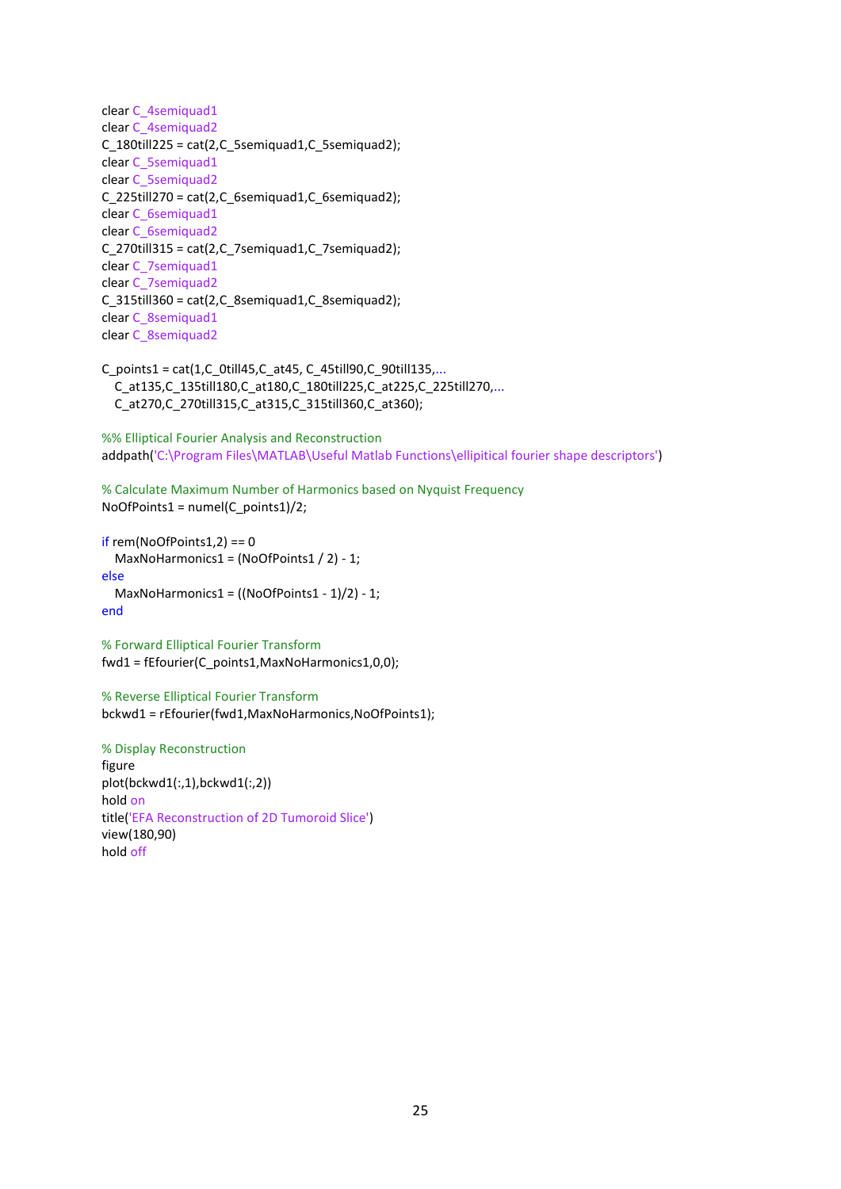```matlab
clear C_4semiquad1
clear C_4semiquad2
C_180till225 = cat(2,C_5semiquad1,C_5semiquad2);
clear C_5semiquad1
clear C_5semiquad2
C_225till270 = cat(2,C_6semiquad1,C_6semiquad2);
clear C_6semiquad1
clear C_6semiquad2
C_270till315 = cat(2,C_7semiquad1,C_7semiquad2);
clear C_7semiquad1
clear C_7semiquad2
C_315till360 = cat(2,C_8semiquad1,C_8semiquad2);
clear C_8semiquad1
clear C_8semiquad2

C_points1 = cat(1,C_0till45,C_at45, C_45till90,C_90till135,...
  C_at135,C_135till180,C_at180,C_180till225,C_at225,C_225till270,...
  C_at270,C_270till315,C_at315,C_315till360,C_at360);

%% Elliptical Fourier Analysis and Reconstruction
addpath('C:\Program Files\MATLAB\Useful Matlab Functions\ellipitical fourier shape descriptors')

% Calculate Maximum Number of Harmonics based on Nyquist Frequency
NoOfPoints1 = numel(C_points1)/2;

if rem(NoOfPoints1,2) == 0
  MaxNoHarmonics1 = (NoOfPoints1 / 2) - 1;
else
  MaxNoHarmonics1 = ((NoOfPoints1 - 1)/2) - 1;
end

% Forward Elliptical Fourier Transform
fwd1 = fEfourier(C_points1,MaxNoHarmonics1,0,0);

% Reverse Elliptical Fourier Transform
bckwd1 = rEfourier(fwd1,MaxNoHarmonics,NoOfPoints1);

% Display Reconstruction
figure
plot(bckwd1(:,1),bckwd1(:,2))
hold on
title('EFA Reconstruction of 2D Tumoroid Slice')
view(180,90)
hold off
```